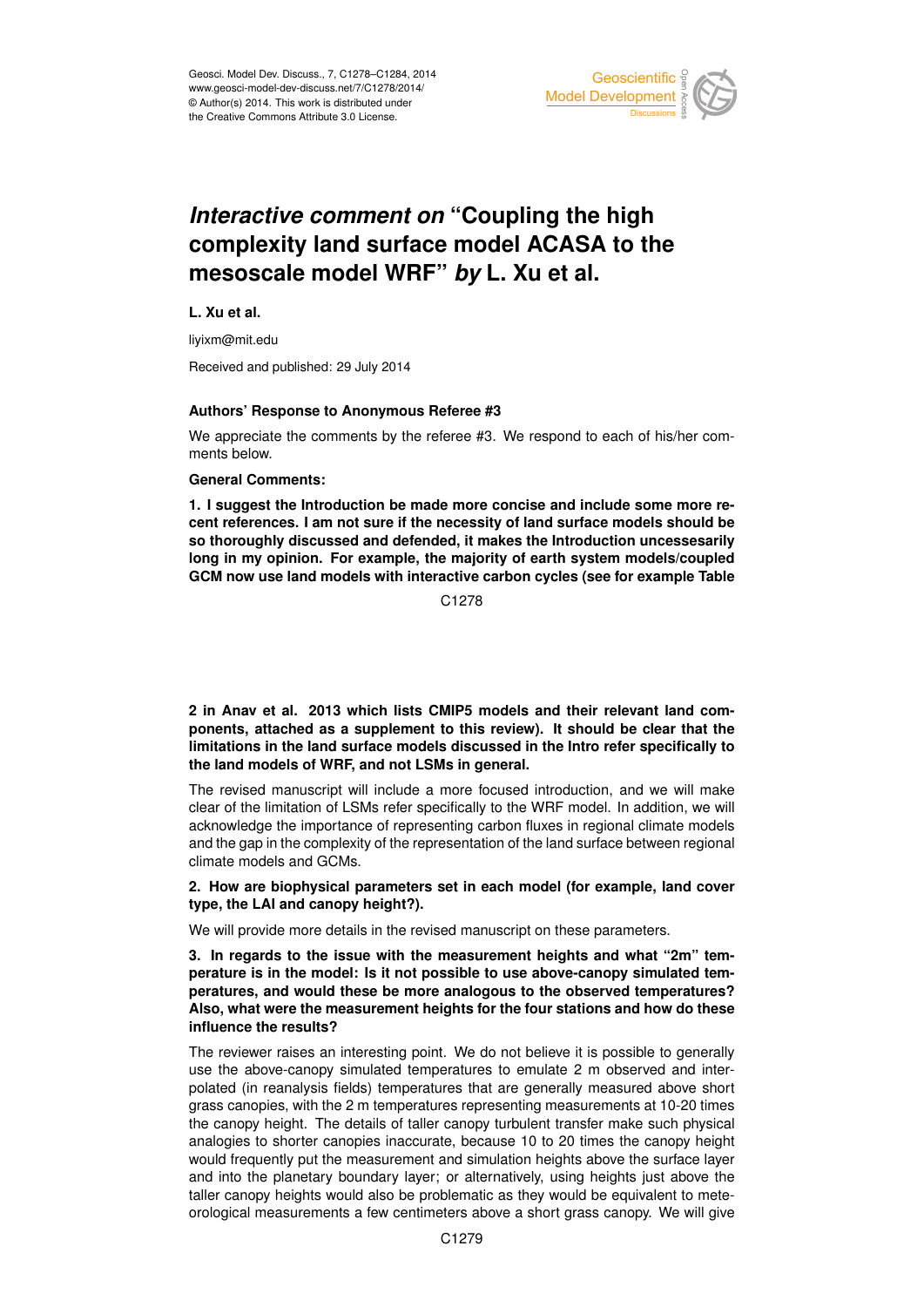# *Interactive comment on* "Coupling the high complexity land surface model ACASA to the mesoscale model WRF" *by* L. Xu et al.

**L. Xu et al.**

liyixm@mit.edu

Received and published: 29 July 2014

**Authors' Response to Anonymous Referee #3**

We appreciate the comments by the referee #3. We respond to each of his/her comments below.

**General Comments:**

**1. I suggest the Introduction be made more concise and include some more recent references. I am not sure if the necessity of land surface models should be so thoroughly discussed and defended, it makes the Introduction uncessesarily long in my opinion. For example, the majority of earth system models/coupled GCM now use land models with interactive carbon cycles (see for example Table 2 in Anav et al. 2013 which lists CMIP5 models and their relevant land components, attached as a supplement to this review). It should be clear that the limitations in the land surface models discussed in the Intro refer specifically to the land models of WRF, and not LSMs in general.**

The revised manuscript will include a more focused introduction, and we will make clear of the limitation of LSMs refer specifically to the WRF model. In addition, we will acknowledge the importance of representing carbon fluxes in regional climate models and the gap in the complexity of the representation of the land surface between regional climate models and GCMs.

**2. How are biophysical parameters set in each model (for example, land cover type, the LAI and canopy height?).**

We will provide more details in the revised manuscript on these parameters.

**3. In regards to the issue with the measurement heights and what "2m" temperature is in the model: Is it not possible to use above-canopy simulated temperatures, and would these be more analogous to the observed temperatures? Also, what were the measurement heights for the four stations and how do these influence the results?**

The reviewer raises an interesting point. We do not believe it is possible to generally use the above-canopy simulated temperatures to emulate 2 m observed and interpolated (in reanalysis fields) temperatures that are generally measured above short grass canopies, with the 2 m temperatures representing measurements at 10-20 times the canopy height. The details of taller canopy turbulent transfer make such physical analogies to shorter canopies inaccurate, because 10 to 20 times the canopy height would frequently put the measurement and simulation heights above the surface layer and into the planetary boundary layer; or alternatively, using heights just above the taller canopy heights would also be problematic as they would be equivalent to meteorological measurements a few centimeters above a short grass canopy. We will give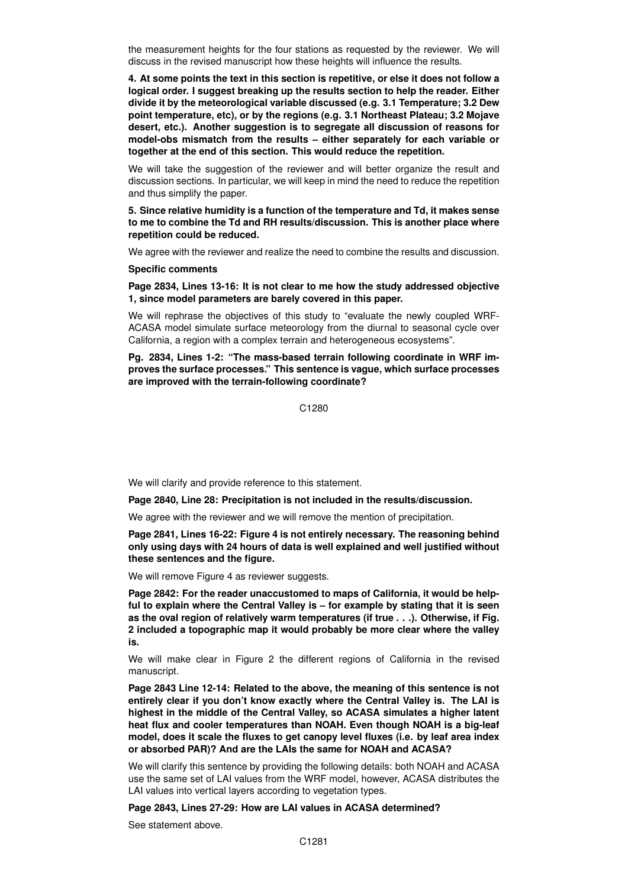the measurement heights for the four stations as requested by the reviewer. We will discuss in the revised manuscript how these heights will influence the results.

**4. At some points the text in this section is repetitive, or else it does not follow a logical order. I suggest breaking up the results section to help the reader. Either divide it by the meteorological variable discussed (e.g. 3.1 Temperature; 3.2 Dew point temperature, etc), or by the regions (e.g. 3.1 Northeast Plateau; 3.2 Mojave desert, etc.). Another suggestion is to segregate all discussion of reasons for model-obs mismatch from the results – either separately for each variable or together at the end of this section. This would reduce the repetition.**

We will take the suggestion of the reviewer and will better organize the result and discussion sections. In particular, we will keep in mind the need to reduce the repetition and thus simplify the paper.

**5. Since relative humidity is a function of the temperature and Td, it makes sense to me to combine the Td and RH results/discussion. This is another place where repetition could be reduced.**

We agree with the reviewer and realize the need to combine the results and discussion.

**Specific comments**

**Page 2834, Lines 13-16: It is not clear to me how the study addressed objective 1, since model parameters are barely covered in this paper.**

We will rephrase the objectives of this study to "evaluate the newly coupled WRF-ACASA model simulate surface meteorology from the diurnal to seasonal cycle over California, a region with a complex terrain and heterogeneous ecosystems".

**Pg. 2834, Lines 1-2: "The mass-based terrain following coordinate in WRF improves the surface processes." This sentence is vague, which surface processes are improved with the terrain-following coordinate?**

We will clarify and provide reference to this statement.

**Page 2840, Line 28: Precipitation is not included in the results/discussion.**

We agree with the reviewer and we will remove the mention of precipitation.

**Page 2841, Lines 16-22: Figure 4 is not entirely necessary. The reasoning behind only using days with 24 hours of data is well explained and well justified without these sentences and the figure.**

We will remove Figure 4 as reviewer suggests.

**Page 2842: For the reader unaccustomed to maps of California, it would be helpful to explain where the Central Valley is – for example by stating that it is seen as the oval region of relatively warm temperatures (if true . . .). Otherwise, if Fig. 2 included a topographic map it would probably be more clear where the valley is.**

We will make clear in Figure 2 the different regions of California in the revised manuscript.

**Page 2843 Line 12-14: Related to the above, the meaning of this sentence is not entirely clear if you don't know exactly where the Central Valley is. The LAI is highest in the middle of the Central Valley, so ACASA simulates a higher latent heat flux and cooler temperatures than NOAH. Even though NOAH is a big-leaf model, does it scale the fluxes to get canopy level fluxes (i.e. by leaf area index or absorbed PAR)? And are the LAIs the same for NOAH and ACASA?**

We will clarify this sentence by providing the following details: both NOAH and ACASA use the same set of LAI values from the WRF model, however, ACASA distributes the LAI values into vertical layers according to vegetation types.

**Page 2843, Lines 27-29: How are LAI values in ACASA determined?**

See statement above.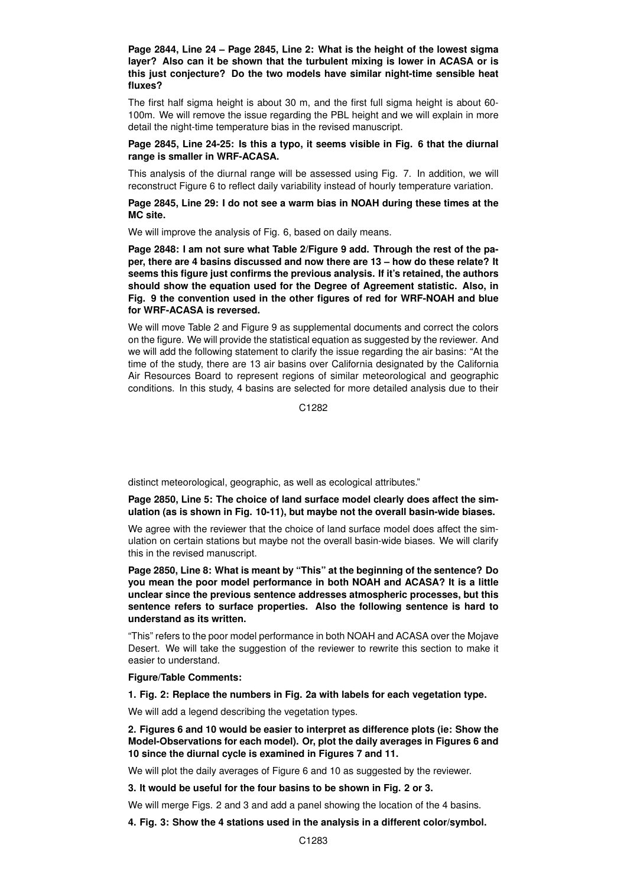**Page 2844, Line 24 – Page 2845, Line 2: What is the height of the lowest sigma layer? Also can it be shown that the turbulent mixing is lower in ACASA or is this just conjecture? Do the two models have similar night-time sensible heat fluxes?**

The first half sigma height is about 30 m, and the first full sigma height is about 60-100m. We will remove the issue regarding the PBL height and we will explain in more detail the night-time temperature bias in the revised manuscript.

**Page 2845, Line 24-25: Is this a typo, it seems visible in Fig. 6 that the diurnal range is smaller in WRF-ACASA.**

This analysis of the diurnal range will be assessed using Fig. 7. In addition, we will reconstruct Figure 6 to reflect daily variability instead of hourly temperature variation.

**Page 2845, Line 29: I do not see a warm bias in NOAH during these times at the MC site.**

We will improve the analysis of Fig. 6, based on daily means.

**Page 2848: I am not sure what Table 2/Figure 9 add. Through the rest of the paper, there are 4 basins discussed and now there are 13 – how do these relate? It seems this figure just confirms the previous analysis. If it's retained, the authors should show the equation used for the Degree of Agreement statistic. Also, in Fig. 9 the convention used in the other figures of red for WRF-NOAH and blue for WRF-ACASA is reversed.**

We will move Table 2 and Figure 9 as supplemental documents and correct the colors on the figure. We will provide the statistical equation as suggested by the reviewer. And we will add the following statement to clarify the issue regarding the air basins: "At the time of the study, there are 13 air basins over California designated by the California Air Resources Board to represent regions of similar meteorological and geographic conditions. In this study, 4 basins are selected for more detailed analysis due to their distinct meteorological, geographic, as well as ecological attributes."

**Page 2850, Line 5: The choice of land surface model clearly does affect the simulation (as is shown in Fig. 10-11), but maybe not the overall basin-wide biases.**

We agree with the reviewer that the choice of land surface model does affect the simulation on certain stations but maybe not the overall basin-wide biases. We will clarify this in the revised manuscript.

**Page 2850, Line 8: What is meant by "This" at the beginning of the sentence? Do you mean the poor model performance in both NOAH and ACASA? It is a little unclear since the previous sentence addresses atmospheric processes, but this sentence refers to surface properties. Also the following sentence is hard to understand as its written.**

"This" refers to the poor model performance in both NOAH and ACASA over the Mojave Desert. We will take the suggestion of the reviewer to rewrite this section to make it easier to understand.

**Figure/Table Comments:**

**1. Fig. 2: Replace the numbers in Fig. 2a with labels for each vegetation type.**

We will add a legend describing the vegetation types.

**2. Figures 6 and 10 would be easier to interpret as difference plots (ie: Show the Model-Observations for each model). Or, plot the daily averages in Figures 6 and 10 since the diurnal cycle is examined in Figures 7 and 11.**

We will plot the daily averages of Figure 6 and 10 as suggested by the reviewer.

**3. It would be useful for the four basins to be shown in Fig. 2 or 3.**

We will merge Figs. 2 and 3 and add a panel showing the location of the 4 basins.

**4. Fig. 3: Show the 4 stations used in the analysis in a different color/symbol.**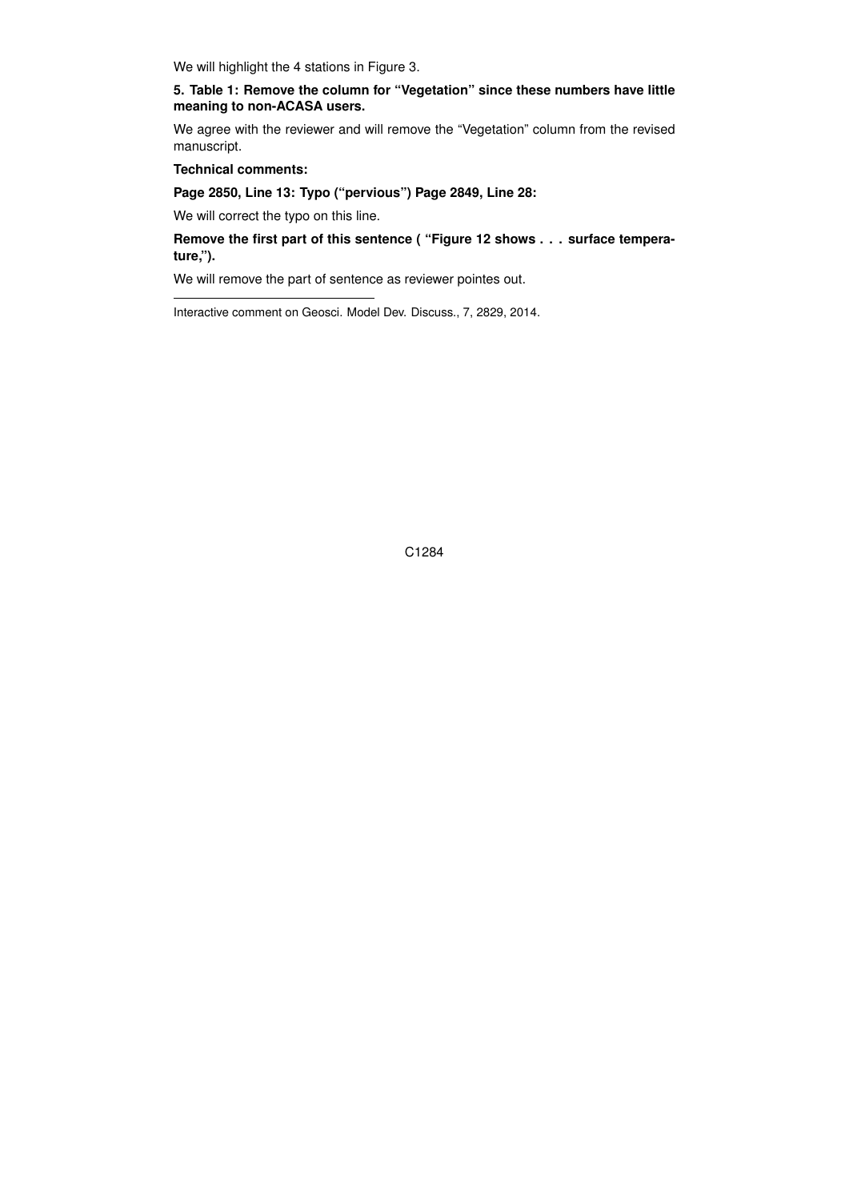We will highlight the 4 stations in Figure 3.

**5. Table 1: Remove the column for "Vegetation" since these numbers have little meaning to non-ACASA users.**

We agree with the reviewer and will remove the "Vegetation" column from the revised manuscript.

**Technical comments:**

**Page 2850, Line 13: Typo ("pervious") Page 2849, Line 28:**

We will correct the typo on this line.

**Remove the first part of this sentence ( "Figure 12 shows . . . surface temperature,").**

We will remove the part of sentence as reviewer pointes out.

---

Interactive comment on Geosci. Model Dev. Discuss., 7, 2829, 2014.